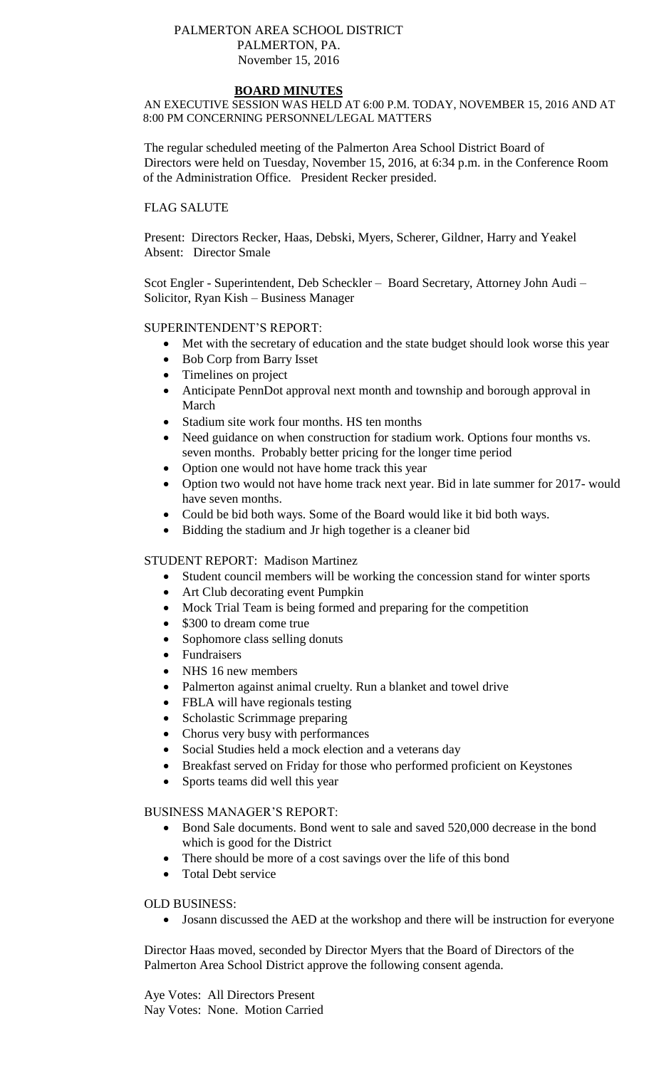PALMERTON AREA SCHOOL DISTRICT
PALMERTON, PA.
November 15, 2016

## BOARD MINUTES

AN EXECUTIVE SESSION WAS HELD AT 6:00 P.M. TODAY, NOVEMBER 15, 2016 AND AT 8:00 PM CONCERNING PERSONNEL/LEGAL MATTERS

The regular scheduled meeting of the Palmerton Area School District Board of Directors were held on Tuesday, November 15, 2016, at 6:34 p.m. in the Conference Room of the Administration Office. President Recker presided.

FLAG SALUTE

Present: Directors Recker, Haas, Debski, Myers, Scherer, Gildner, Harry and Yeakel
Absent: Director Smale

Scot Engler - Superintendent, Deb Scheckler – Board Secretary, Attorney John Audi – Solicitor, Ryan Kish – Business Manager

SUPERINTENDENT'S REPORT:

- Met with the secretary of education and the state budget should look worse this year
- Bob Corp from Barry Isset
- Timelines on project
- Anticipate PennDot approval next month and township and borough approval in March
- Stadium site work four months. HS ten months
- Need guidance on when construction for stadium work. Options four months vs. seven months. Probably better pricing for the longer time period
- Option one would not have home track this year
- Option two would not have home track next year. Bid in late summer for 2017- would have seven months.
- Could be bid both ways. Some of the Board would like it bid both ways.
- Bidding the stadium and Jr high together is a cleaner bid

STUDENT REPORT: Madison Martinez

- Student council members will be working the concession stand for winter sports
- Art Club decorating event Pumpkin
- Mock Trial Team is being formed and preparing for the competition
- $300 to dream come true
- Sophomore class selling donuts
- Fundraisers
- NHS 16 new members
- Palmerton against animal cruelty. Run a blanket and towel drive
- FBLA will have regionals testing
- Scholastic Scrimmage preparing
- Chorus very busy with performances
- Social Studies held a mock election and a veterans day
- Breakfast served on Friday for those who performed proficient on Keystones
- Sports teams did well this year

BUSINESS MANAGER'S REPORT:

- Bond Sale documents. Bond went to sale and saved 520,000 decrease in the bond which is good for the District
- There should be more of a cost savings over the life of this bond
- Total Debt service

OLD BUSINESS:

- Josann discussed the AED at the workshop and there will be instruction for everyone

Director Haas moved, seconded by Director Myers that the Board of Directors of the Palmerton Area School District approve the following consent agenda.

Aye Votes: All Directors Present
Nay Votes: None. Motion Carried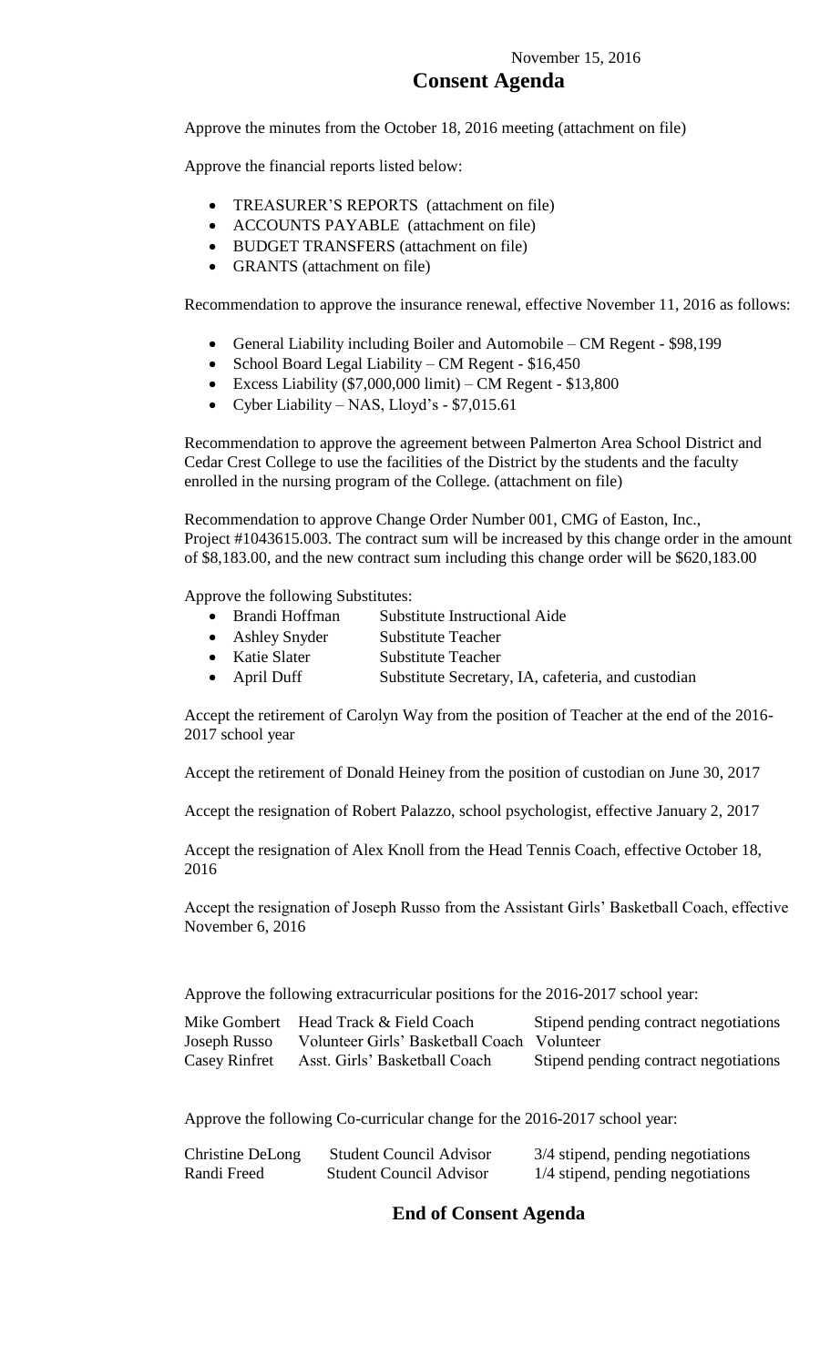November 15, 2016

# Consent Agenda

Approve the minutes from the October 18, 2016 meeting (attachment on file)

Approve the financial reports listed below:

- TREASURER'S REPORTS (attachment on file)
- ACCOUNTS PAYABLE (attachment on file)
- BUDGET TRANSFERS (attachment on file)
- GRANTS (attachment on file)

Recommendation to approve the insurance renewal, effective November 11, 2016 as follows:

- General Liability including Boiler and Automobile – CM Regent - $98,199
- School Board Legal Liability – CM Regent - $16,450
- Excess Liability ($7,000,000 limit) – CM Regent - $13,800
- Cyber Liability – NAS, Lloyd's - $7,015.61

Recommendation to approve the agreement between Palmerton Area School District and Cedar Crest College to use the facilities of the District by the students and the faculty enrolled in the nursing program of the College. (attachment on file)

Recommendation to approve Change Order Number 001, CMG of Easton, Inc., Project #1043615.003. The contract sum will be increased by this change order in the amount of $8,183.00, and the new contract sum including this change order will be $620,183.00

Approve the following Substitutes:

- Brandi Hoffman — Substitute Instructional Aide
- Ashley Snyder — Substitute Teacher
- Katie Slater — Substitute Teacher
- April Duff — Substitute Secretary, IA, cafeteria, and custodian

Accept the retirement of Carolyn Way from the position of Teacher at the end of the 2016-2017 school year

Accept the retirement of Donald Heiney from the position of custodian on June 30, 2017

Accept the resignation of Robert Palazzo, school psychologist, effective January 2, 2017

Accept the resignation of Alex Knoll from the Head Tennis Coach, effective October 18, 2016

Accept the resignation of Joseph Russo from the Assistant Girls' Basketball Coach, effective November 6, 2016

Approve the following extracurricular positions for the 2016-2017 school year:

| | | |
|---|---|---|
| Mike Gombert | Head Track & Field Coach | Stipend pending contract negotiations |
| Joseph Russo | Volunteer Girls' Basketball Coach | Volunteer |
| Casey Rinfret | Asst. Girls' Basketball Coach | Stipend pending contract negotiations |

Approve the following Co-curricular change for the 2016-2017 school year:

| | | |
|---|---|---|
| Christine DeLong | Student Council Advisor | 3/4 stipend, pending negotiations |
| Randi Freed | Student Council Advisor | 1/4 stipend, pending negotiations |

## End of Consent Agenda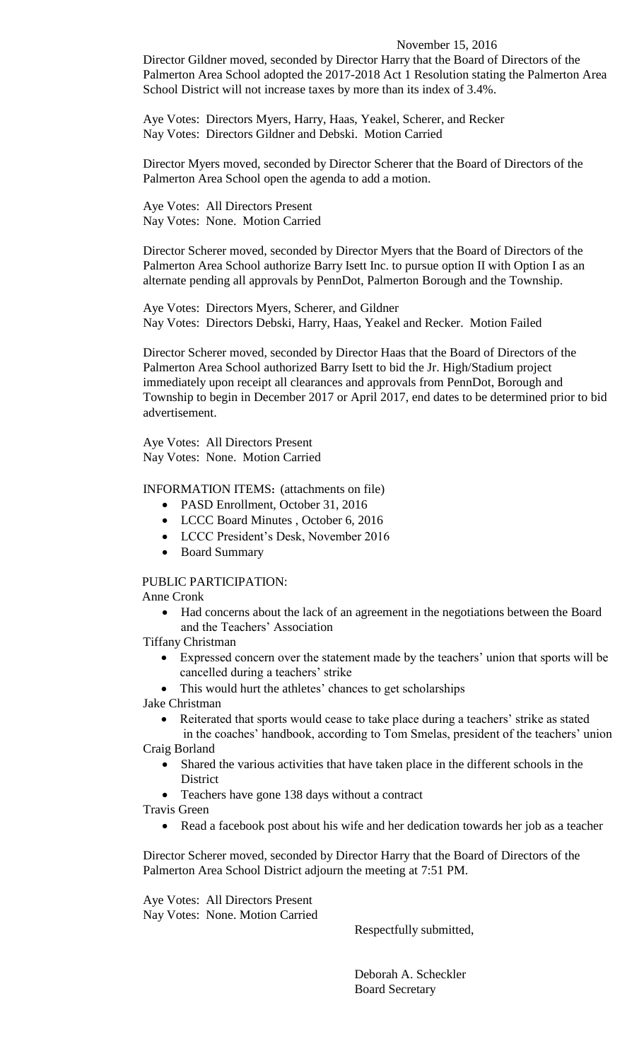November 15, 2016

Director Gildner moved, seconded by Director Harry that the Board of Directors of the Palmerton Area School adopted the 2017-2018 Act 1 Resolution stating the Palmerton Area School District will not increase taxes by more than its index of 3.4%.

Aye Votes: Directors Myers, Harry, Haas, Yeakel, Scherer, and Recker
Nay Votes: Directors Gildner and Debski. Motion Carried

Director Myers moved, seconded by Director Scherer that the Board of Directors of the Palmerton Area School open the agenda to add a motion.

Aye Votes: All Directors Present
Nay Votes: None. Motion Carried

Director Scherer moved, seconded by Director Myers that the Board of Directors of the Palmerton Area School authorize Barry Isett Inc. to pursue option II with Option I as an alternate pending all approvals by PennDot, Palmerton Borough and the Township.

Aye Votes: Directors Myers, Scherer, and Gildner
Nay Votes: Directors Debski, Harry, Haas, Yeakel and Recker. Motion Failed

Director Scherer moved, seconded by Director Haas that the Board of Directors of the Palmerton Area School authorized Barry Isett to bid the Jr. High/Stadium project immediately upon receipt all clearances and approvals from PennDot, Borough and Township to begin in December 2017 or April 2017, end dates to be determined prior to bid advertisement.

Aye Votes: All Directors Present
Nay Votes: None. Motion Carried

INFORMATION ITEMS: (attachments on file)

- PASD Enrollment, October 31, 2016
- LCCC Board Minutes , October 6, 2016
- LCCC President's Desk, November 2016
- Board Summary

PUBLIC PARTICIPATION:

Anne Cronk

- Had concerns about the lack of an agreement in the negotiations between the Board and the Teachers' Association

Tiffany Christman

- Expressed concern over the statement made by the teachers' union that sports will be cancelled during a teachers' strike
- This would hurt the athletes' chances to get scholarships

Jake Christman

- Reiterated that sports would cease to take place during a teachers' strike as stated in the coaches' handbook, according to Tom Smelas, president of the teachers' union

Craig Borland

- Shared the various activities that have taken place in the different schools in the District
- Teachers have gone 138 days without a contract

Travis Green

- Read a facebook post about his wife and her dedication towards her job as a teacher

Director Scherer moved, seconded by Director Harry that the Board of Directors of the Palmerton Area School District adjourn the meeting at 7:51 PM.

Aye Votes: All Directors Present
Nay Votes: None. Motion Carried

Respectfully submitted,

Deborah A. Scheckler
Board Secretary